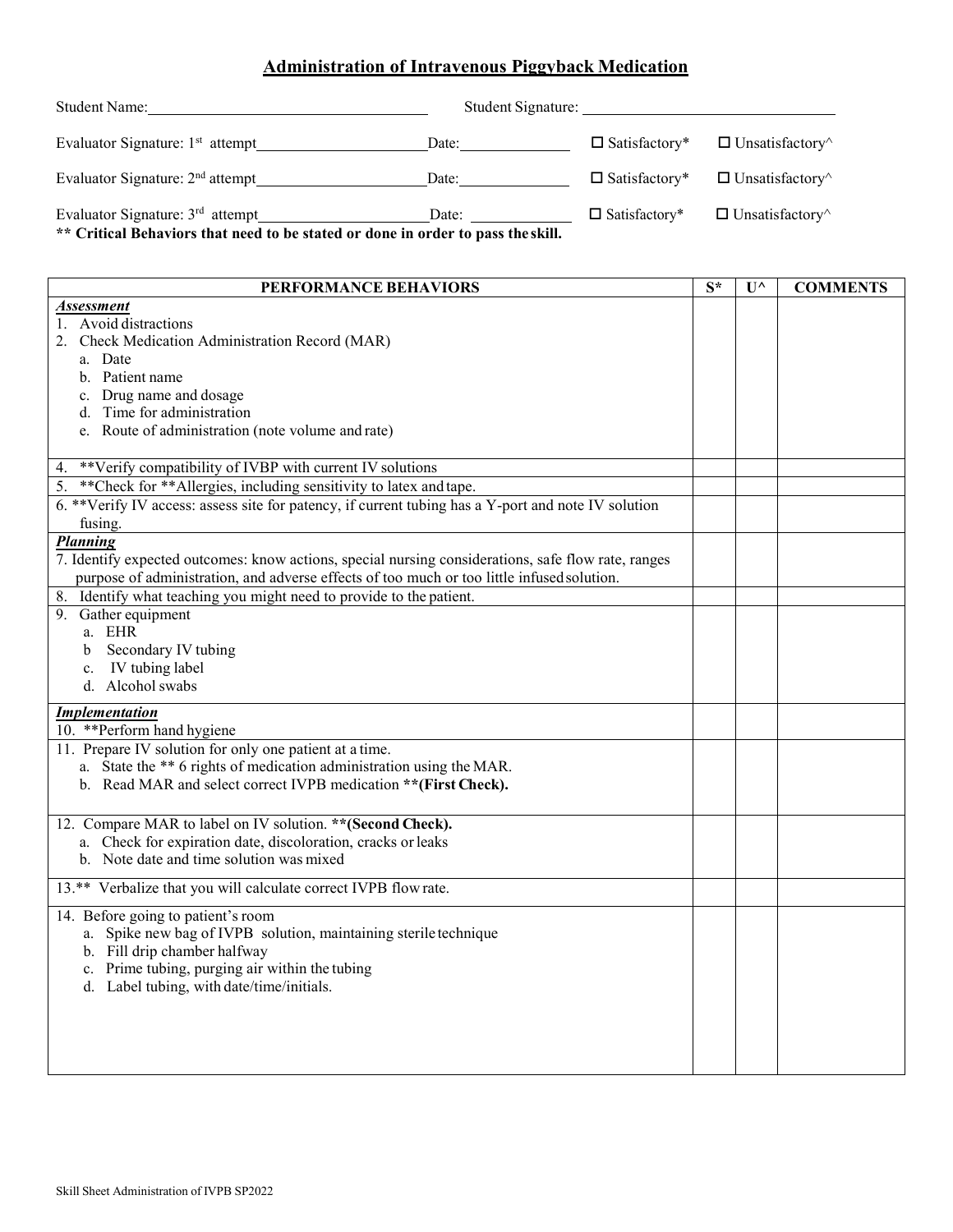# Administration of Intravenous Piggyback Medication

Student Name: \_\_\_\_\_\_\_\_\_\_\_\_\_\_\_\_\_\_\_\_ Student Signature: \_\_\_\_\_\_\_\_\_\_\_\_\_\_\_\_\_\_\_\_

Evaluator Signature: 1st attempt \_\_\_\_\_\_\_\_\_\_\_\_\_\_\_\_ Date: \_\_\_\_\_\_\_\_ ☐ Satisfactory* ☐ Unsatisfactory^

Evaluator Signature: 2nd attempt \_\_\_\_\_\_\_\_\_\_\_\_\_\_\_\_ Date: \_\_\_\_\_\_\_\_ ☐ Satisfactory* ☐ Unsatisfactory^

Evaluator Signature: 3rd attempt \_\_\_\_\_\_\_\_\_\_\_\_\_\_\_\_ Date: \_\_\_\_\_\_\_\_ ☐ Satisfactory* ☐ Unsatisfactory^

**** Critical Behaviors that need to be stated or done in order to pass the skill.**

| PERFORMANCE BEHAVIORS | S* | U^ | COMMENTS |
|---|---|---|---|
| ***Assessment***<br>1. Avoid distractions<br>2. Check Medication Administration Record (MAR)<br>a. Date<br>b. Patient name<br>c. Drug name and dosage<br>d. Time for administration<br>e. Route of administration (note volume and rate) | | | |
| 4. **Verify compatibility of IVBP with current IV solutions | | | |
| 5. **Check for **Allergies, including sensitivity to latex and tape. | | | |
| 6. **Verify IV access: assess site for patency, if current tubing has a Y-port and note IV solution fusing. | | | |
| ***Planning***<br>7. Identify expected outcomes: know actions, special nursing considerations, safe flow rate, ranges purpose of administration, and adverse effects of too much or too little infused solution. | | | |
| 8. Identify what teaching you might need to provide to the patient. | | | |
| 9. Gather equipment<br>a. EHR<br>b Secondary IV tubing<br>c. IV tubing label<br>d. Alcohol swabs | | | |
| ***Implementation***<br>10. **Perform hand hygiene | | | |
| 11. Prepare IV solution for only one patient at a time.<br>a. State the ** 6 rights of medication administration using the MAR.<br>b. Read MAR and select correct IVPB medication ****(First Check).** | | | |
| 12. Compare MAR to label on IV solution. ****(Second Check).**<br>a. Check for expiration date, discoloration, cracks or leaks<br>b. Note date and time solution was mixed | | | |
| 13.** Verbalize that you will calculate correct IVPB flow rate. | | | |
| 14. Before going to patient's room<br>a. Spike new bag of IVPB solution, maintaining sterile technique<br>b. Fill drip chamber halfway<br>c. Prime tubing, purging air within the tubing<br>d. Label tubing, with date/time/initials. | | | |

Skill Sheet Administration of IVPB SP2022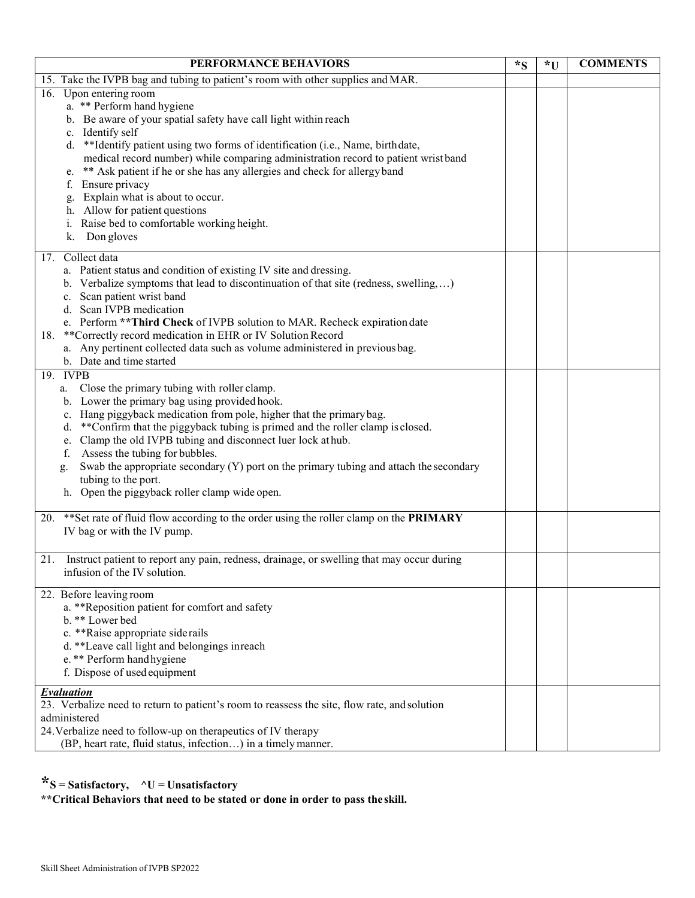| PERFORMANCE BEHAVIORS | *S | *U | COMMENTS |
|---|---|---|---|
| 15. Take the IVPB bag and tubing to patient's room with other supplies and MAR. | | | |
| 16. Upon entering room<br>a. ** Perform hand hygiene<br>b. Be aware of your spatial safety have call light within reach<br>c. Identify self<br>d. **Identify patient using two forms of identification (i.e., Name, birthdate, medical record number) while comparing administration record to patient wrist band<br>e. ** Ask patient if he or she has any allergies and check for allergy band<br>f. Ensure privacy<br>g. Explain what is about to occur.<br>h. Allow for patient questions<br>i. Raise bed to comfortable working height.<br>k. Don gloves | | | |
| 17. Collect data<br>a. Patient status and condition of existing IV site and dressing.<br>b. Verbalize symptoms that lead to discontinuation of that site (redness, swelling,…)<br>c. Scan patient wrist band<br>d. Scan IVPB medication<br>e. Perform **Third Check of IVPB solution to MAR. Recheck expiration date<br>18. **Correctly record medication in EHR or IV Solution Record<br>a. Any pertinent collected data such as volume administered in previous bag.<br>b. Date and time started | | | |
| 19. IVPB<br>a. Close the primary tubing with roller clamp.<br>b. Lower the primary bag using provided hook.<br>c. Hang piggyback medication from pole, higher that the primary bag.<br>d. **Confirm that the piggyback tubing is primed and the roller clamp is closed.<br>e. Clamp the old IVPB tubing and disconnect luer lock at hub.<br>f. Assess the tubing for bubbles.<br>g. Swab the appropriate secondary (Y) port on the primary tubing and attach the secondary tubing to the port.<br>h. Open the piggyback roller clamp wide open. | | | |
| 20. **Set rate of fluid flow according to the order using the roller clamp on the **PRIMARY** IV bag or with the IV pump. | | | |
| 21. Instruct patient to report any pain, redness, drainage, or swelling that may occur during infusion of the IV solution. | | | |
| 22. Before leaving room<br>a. **Reposition patient for comfort and safety<br>b. ** Lower bed<br>c. **Raise appropriate side rails<br>d. **Leave call light and belongings in reach<br>e. ** Perform hand hygiene<br>f. Dispose of used equipment | | | |
| ***Evaluation***<br>23. Verbalize need to return to patient's room to reassess the site, flow rate, and solution administered<br>24. Verbalize need to follow-up on therapeutics of IV therapy (BP, heart rate, fluid status, infection…) in a timely manner. | | | |

**\*S = Satisfactory, ^U = Unsatisfactory**

**\*\*Critical Behaviors that need to be stated or done in order to pass the skill.**

Skill Sheet Administration of IVPB SP2022